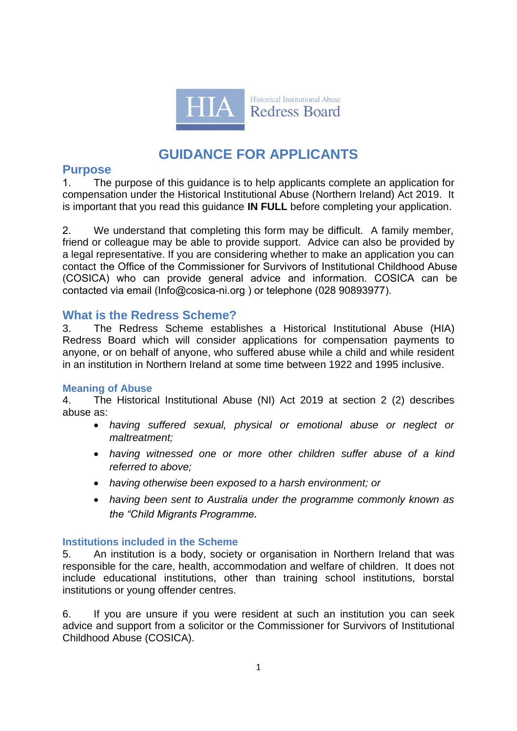HIA Historical Institutional Abuse Redress Board

# GUIDANCE FOR APPLICANTS

## Purpose

1. The purpose of this guidance is to help applicants complete an application for compensation under the Historical Institutional Abuse (Northern Ireland) Act 2019. It is important that you read this guidance **IN FULL** before completing your application.

2. We understand that completing this form may be difficult. A family member, friend or colleague may be able to provide support. Advice can also be provided by a legal representative. If you are considering whether to make an application you can contact the Office of the Commissioner for Survivors of Institutional Childhood Abuse (COSICA) who can provide general advice and information. COSICA can be contacted via email (Info@cosica-ni.org ) or telephone (028 90893977).

## What is the Redress Scheme?

3. The Redress Scheme establishes a Historical Institutional Abuse (HIA) Redress Board which will consider applications for compensation payments to anyone, or on behalf of anyone, who suffered abuse while a child and while resident in an institution in Northern Ireland at some time between 1922 and 1995 inclusive.

### Meaning of Abuse

4. The Historical Institutional Abuse (NI) Act 2019 at section 2 (2) describes abuse as:

- *having suffered sexual, physical or emotional abuse or neglect or maltreatment;*
- *having witnessed one or more other children suffer abuse of a kind referred to above;*
- *having otherwise been exposed to a harsh environment; or*
- *having been sent to Australia under the programme commonly known as the "Child Migrants Programme.*

### Institutions included in the Scheme

5. An institution is a body, society or organisation in Northern Ireland that was responsible for the care, health, accommodation and welfare of children. It does not include educational institutions, other than training school institutions, borstal institutions or young offender centres.

6. If you are unsure if you were resident at such an institution you can seek advice and support from a solicitor or the Commissioner for Survivors of Institutional Childhood Abuse (COSICA).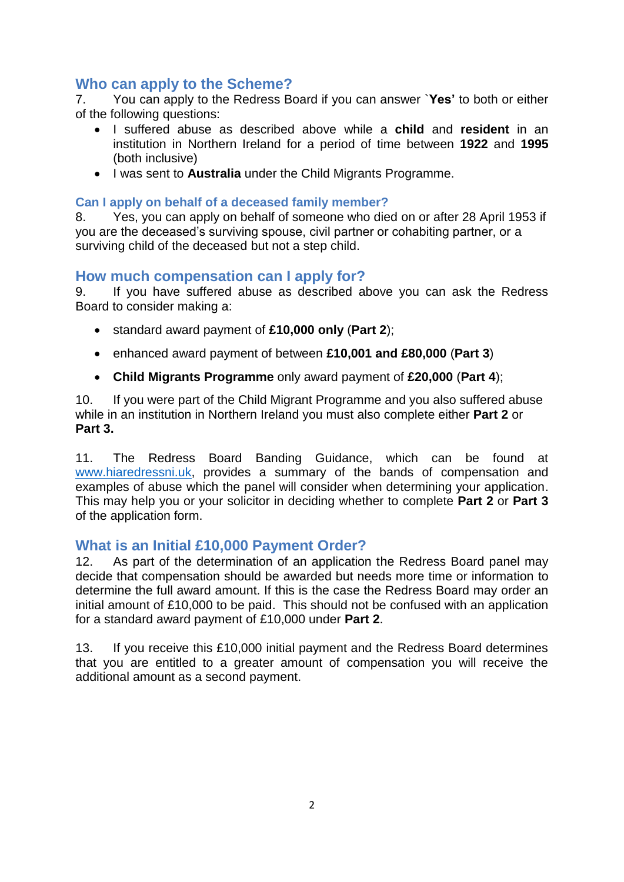## Who can apply to the Scheme?

7. You can apply to the Redress Board if you can answer `**Yes'** to both or either of the following questions:

- I suffered abuse as described above while a **child** and **resident** in an institution in Northern Ireland for a period of time between **1922** and **1995** (both inclusive)
- I was sent to **Australia** under the Child Migrants Programme.

### Can I apply on behalf of a deceased family member?

8. Yes, you can apply on behalf of someone who died on or after 28 April 1953 if you are the deceased's surviving spouse, civil partner or cohabiting partner, or a surviving child of the deceased but not a step child.

## How much compensation can I apply for?

9. If you have suffered abuse as described above you can ask the Redress Board to consider making a:

- standard award payment of **£10,000 only** (**Part 2**);
- enhanced award payment of between **£10,001 and £80,000** (**Part 3**)
- **Child Migrants Programme** only award payment of **£20,000** (**Part 4**);

10. If you were part of the Child Migrant Programme and you also suffered abuse while in an institution in Northern Ireland you must also complete either **Part 2** or **Part 3.**

11. The Redress Board Banding Guidance, which can be found at www.hiaredressni.uk, provides a summary of the bands of compensation and examples of abuse which the panel will consider when determining your application. This may help you or your solicitor in deciding whether to complete **Part 2** or **Part 3** of the application form.

## What is an Initial £10,000 Payment Order?

12. As part of the determination of an application the Redress Board panel may decide that compensation should be awarded but needs more time or information to determine the full award amount. If this is the case the Redress Board may order an initial amount of £10,000 to be paid. This should not be confused with an application for a standard award payment of £10,000 under **Part 2**.

13. If you receive this £10,000 initial payment and the Redress Board determines that you are entitled to a greater amount of compensation you will receive the additional amount as a second payment.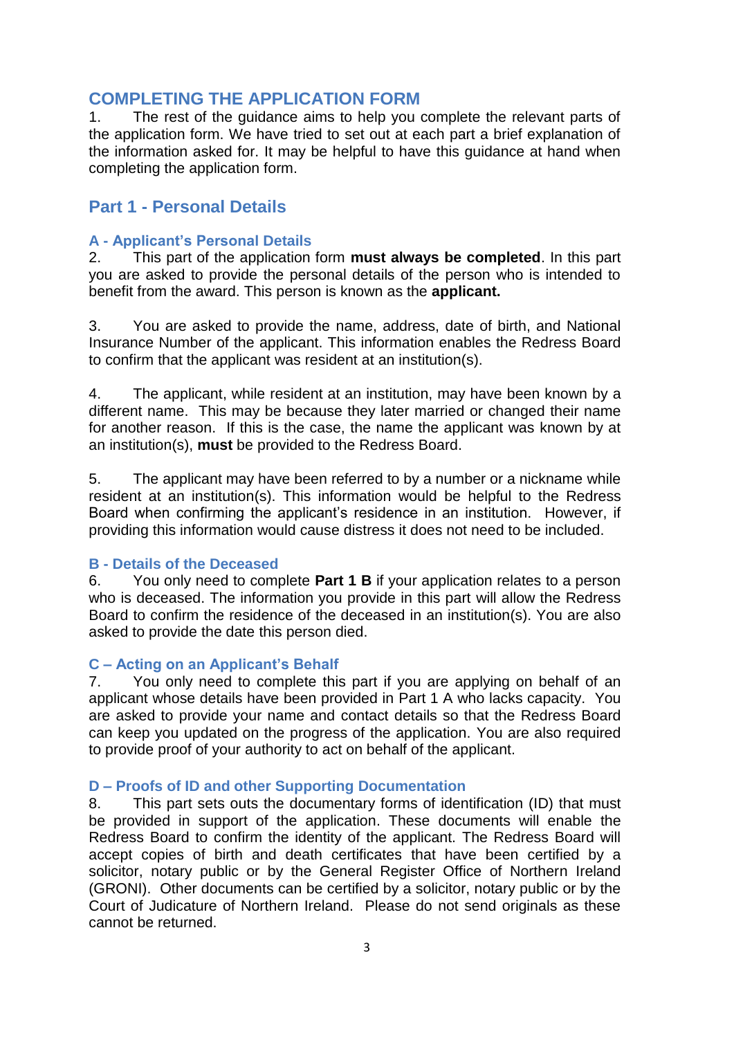## COMPLETING THE APPLICATION FORM

1. The rest of the guidance aims to help you complete the relevant parts of the application form. We have tried to set out at each part a brief explanation of the information asked for. It may be helpful to have this guidance at hand when completing the application form.

## Part 1 - Personal Details

### A - Applicant's Personal Details

2. This part of the application form **must always be completed**. In this part you are asked to provide the personal details of the person who is intended to benefit from the award. This person is known as the **applicant.**

3. You are asked to provide the name, address, date of birth, and National Insurance Number of the applicant. This information enables the Redress Board to confirm that the applicant was resident at an institution(s).

4. The applicant, while resident at an institution, may have been known by a different name. This may be because they later married or changed their name for another reason. If this is the case, the name the applicant was known by at an institution(s), **must** be provided to the Redress Board.

5. The applicant may have been referred to by a number or a nickname while resident at an institution(s). This information would be helpful to the Redress Board when confirming the applicant's residence in an institution. However, if providing this information would cause distress it does not need to be included.

### B - Details of the Deceased

6. You only need to complete **Part 1 B** if your application relates to a person who is deceased. The information you provide in this part will allow the Redress Board to confirm the residence of the deceased in an institution(s). You are also asked to provide the date this person died.

### C – Acting on an Applicant's Behalf

7. You only need to complete this part if you are applying on behalf of an applicant whose details have been provided in Part 1 A who lacks capacity. You are asked to provide your name and contact details so that the Redress Board can keep you updated on the progress of the application. You are also required to provide proof of your authority to act on behalf of the applicant.

### D – Proofs of ID and other Supporting Documentation

8. This part sets outs the documentary forms of identification (ID) that must be provided in support of the application. These documents will enable the Redress Board to confirm the identity of the applicant. The Redress Board will accept copies of birth and death certificates that have been certified by a solicitor, notary public or by the General Register Office of Northern Ireland (GRONI). Other documents can be certified by a solicitor, notary public or by the Court of Judicature of Northern Ireland. Please do not send originals as these cannot be returned.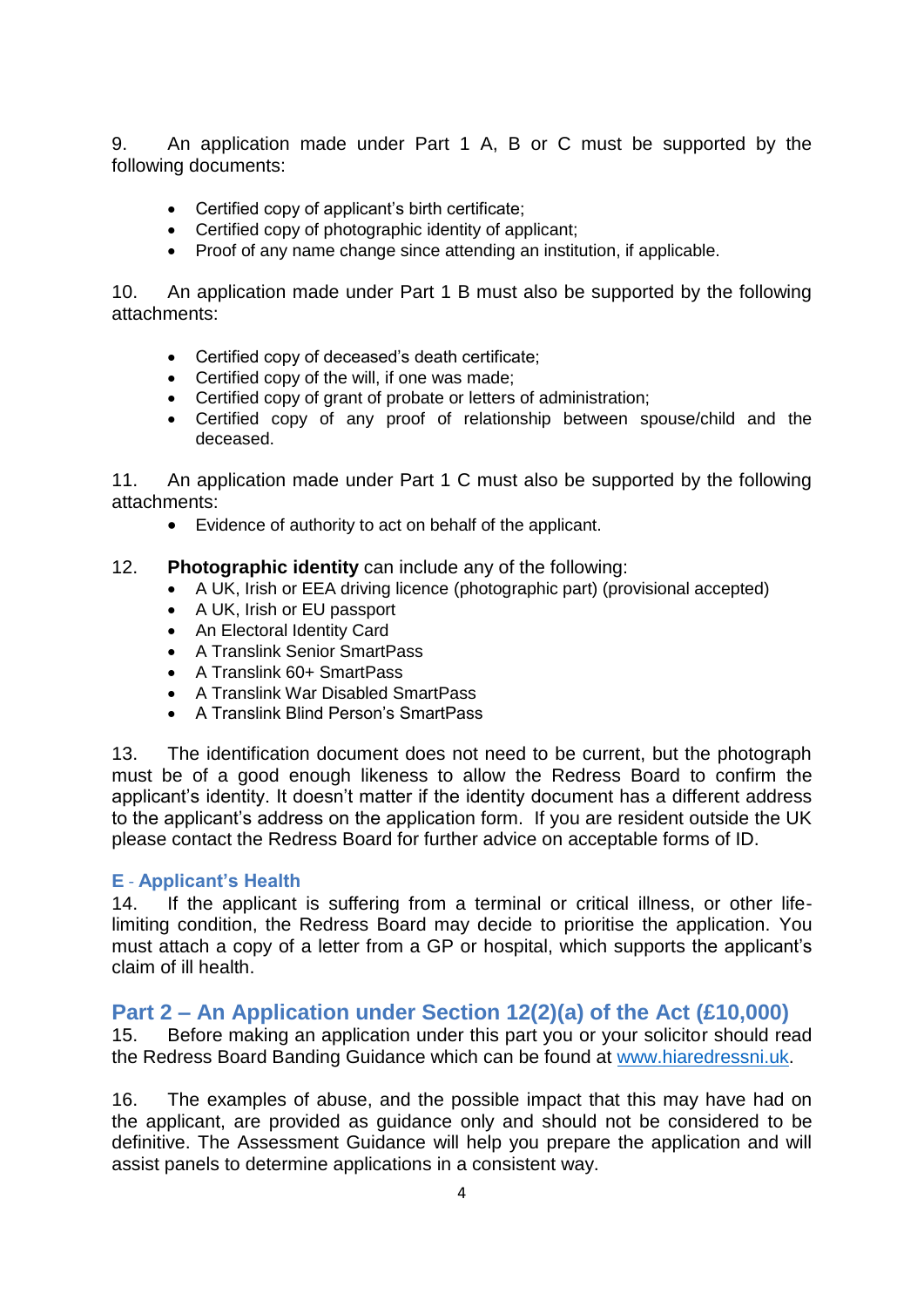9. An application made under Part 1 A, B or C must be supported by the following documents:

- Certified copy of applicant's birth certificate;
- Certified copy of photographic identity of applicant;
- Proof of any name change since attending an institution, if applicable.

10. An application made under Part 1 B must also be supported by the following attachments:

- Certified copy of deceased's death certificate;
- Certified copy of the will, if one was made;
- Certified copy of grant of probate or letters of administration;
- Certified copy of any proof of relationship between spouse/child and the deceased.

11. An application made under Part 1 C must also be supported by the following attachments:

- Evidence of authority to act on behalf of the applicant.

12. **Photographic identity** can include any of the following:

- A UK, Irish or EEA driving licence (photographic part) (provisional accepted)
- A UK, Irish or EU passport
- An Electoral Identity Card
- A Translink Senior SmartPass
- A Translink 60+ SmartPass
- A Translink War Disabled SmartPass
- A Translink Blind Person's SmartPass

13. The identification document does not need to be current, but the photograph must be of a good enough likeness to allow the Redress Board to confirm the applicant's identity. It doesn't matter if the identity document has a different address to the applicant's address on the application form. If you are resident outside the UK please contact the Redress Board for further advice on acceptable forms of ID.

### E - Applicant's Health

14. If the applicant is suffering from a terminal or critical illness, or other life-limiting condition, the Redress Board may decide to prioritise the application. You must attach a copy of a letter from a GP or hospital, which supports the applicant's claim of ill health.

## Part 2 – An Application under Section 12(2)(a) of the Act (£10,000)

15. Before making an application under this part you or your solicitor should read the Redress Board Banding Guidance which can be found at www.hiaredressni.uk.

16. The examples of abuse, and the possible impact that this may have had on the applicant, are provided as guidance only and should not be considered to be definitive. The Assessment Guidance will help you prepare the application and will assist panels to determine applications in a consistent way.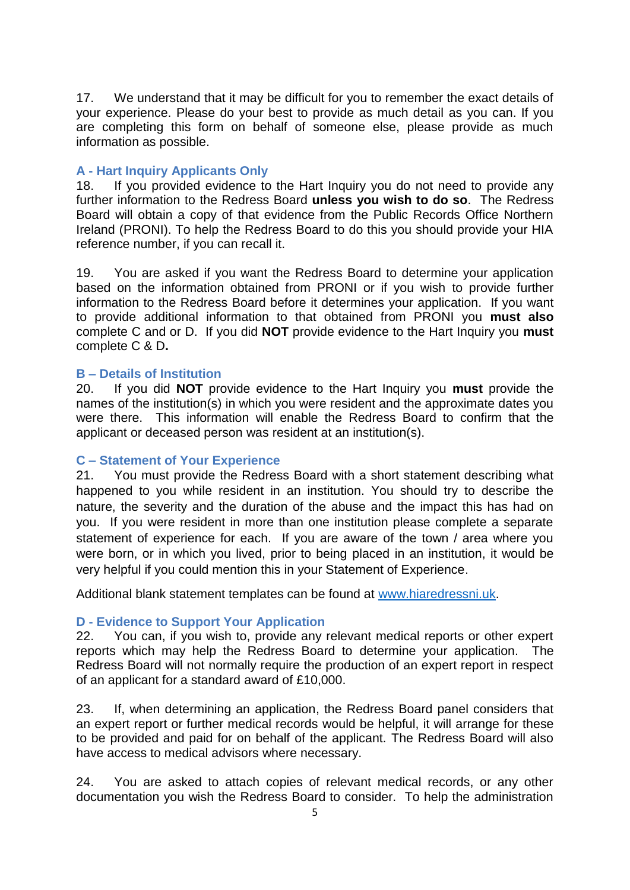17. We understand that it may be difficult for you to remember the exact details of your experience. Please do your best to provide as much detail as you can. If you are completing this form on behalf of someone else, please provide as much information as possible.

### A - Hart Inquiry Applicants Only

18. If you provided evidence to the Hart Inquiry you do not need to provide any further information to the Redress Board **unless you wish to do so**. The Redress Board will obtain a copy of that evidence from the Public Records Office Northern Ireland (PRONI). To help the Redress Board to do this you should provide your HIA reference number, if you can recall it.

19. You are asked if you want the Redress Board to determine your application based on the information obtained from PRONI or if you wish to provide further information to the Redress Board before it determines your application. If you want to provide additional information to that obtained from PRONI you **must also** complete C and or D. If you did **NOT** provide evidence to the Hart Inquiry you **must** complete C & D**.**

### B – Details of Institution

20. If you did **NOT** provide evidence to the Hart Inquiry you **must** provide the names of the institution(s) in which you were resident and the approximate dates you were there. This information will enable the Redress Board to confirm that the applicant or deceased person was resident at an institution(s).

### C – Statement of Your Experience

21. You must provide the Redress Board with a short statement describing what happened to you while resident in an institution. You should try to describe the nature, the severity and the duration of the abuse and the impact this has had on you. If you were resident in more than one institution please complete a separate statement of experience for each. If you are aware of the town / area where you were born, or in which you lived, prior to being placed in an institution, it would be very helpful if you could mention this in your Statement of Experience.

Additional blank statement templates can be found at [www.hiaredressni.uk](http://www.hiaredressni.uk).

### D - Evidence to Support Your Application

22. You can, if you wish to, provide any relevant medical reports or other expert reports which may help the Redress Board to determine your application. The Redress Board will not normally require the production of an expert report in respect of an applicant for a standard award of £10,000.

23. If, when determining an application, the Redress Board panel considers that an expert report or further medical records would be helpful, it will arrange for these to be provided and paid for on behalf of the applicant. The Redress Board will also have access to medical advisors where necessary.

24. You are asked to attach copies of relevant medical records, or any other documentation you wish the Redress Board to consider. To help the administration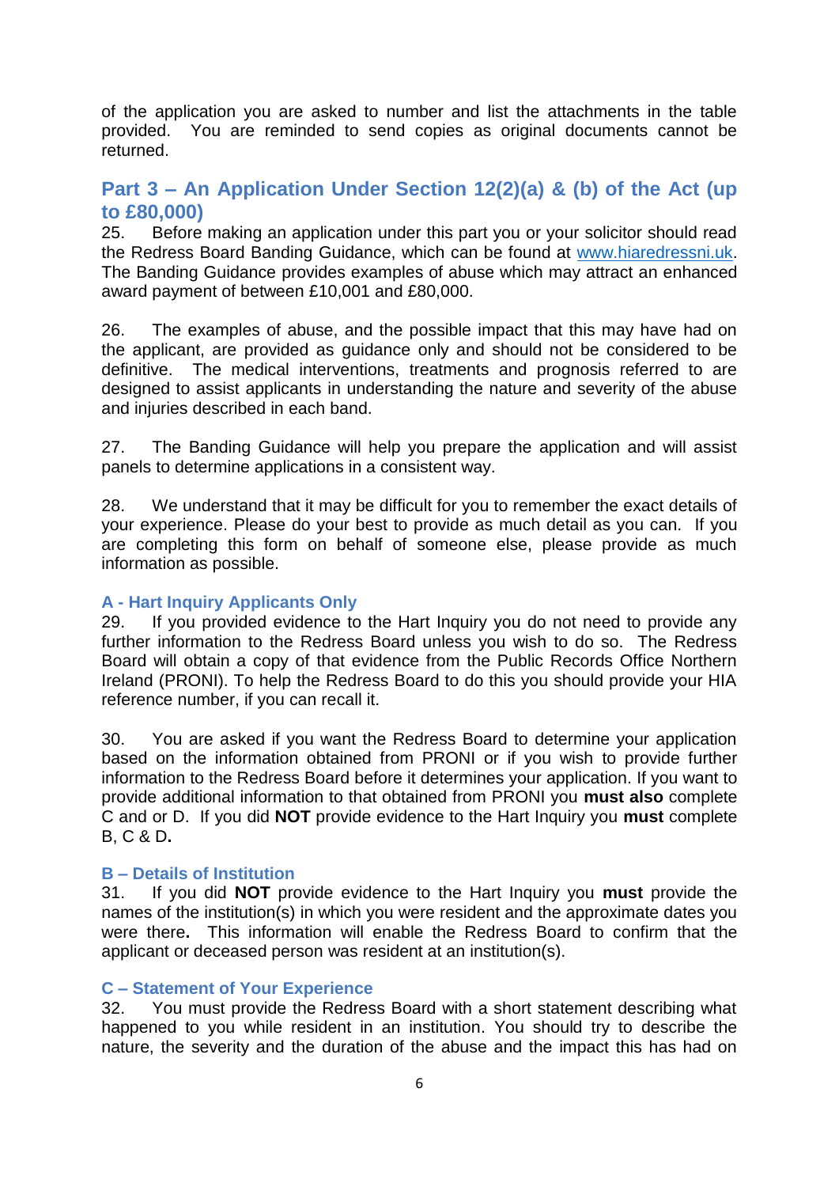of the application you are asked to number and list the attachments in the table provided. You are reminded to send copies as original documents cannot be returned.

## Part 3 – An Application Under Section 12(2)(a) & (b) of the Act (up to £80,000)

25. Before making an application under this part you or your solicitor should read the Redress Board Banding Guidance, which can be found at [www.hiaredressni.uk](http://www.hiaredressni.uk). The Banding Guidance provides examples of abuse which may attract an enhanced award payment of between £10,001 and £80,000.

26. The examples of abuse, and the possible impact that this may have had on the applicant, are provided as guidance only and should not be considered to be definitive. The medical interventions, treatments and prognosis referred to are designed to assist applicants in understanding the nature and severity of the abuse and injuries described in each band.

27. The Banding Guidance will help you prepare the application and will assist panels to determine applications in a consistent way.

28. We understand that it may be difficult for you to remember the exact details of your experience. Please do your best to provide as much detail as you can. If you are completing this form on behalf of someone else, please provide as much information as possible.

### A - Hart Inquiry Applicants Only

29. If you provided evidence to the Hart Inquiry you do not need to provide any further information to the Redress Board unless you wish to do so. The Redress Board will obtain a copy of that evidence from the Public Records Office Northern Ireland (PRONI). To help the Redress Board to do this you should provide your HIA reference number, if you can recall it.

30. You are asked if you want the Redress Board to determine your application based on the information obtained from PRONI or if you wish to provide further information to the Redress Board before it determines your application. If you want to provide additional information to that obtained from PRONI you **must also** complete C and or D. If you did **NOT** provide evidence to the Hart Inquiry you **must** complete B, C & D**.**

### B – Details of Institution

31. If you did **NOT** provide evidence to the Hart Inquiry you **must** provide the names of the institution(s) in which you were resident and the approximate dates you were there**.** This information will enable the Redress Board to confirm that the applicant or deceased person was resident at an institution(s).

### C – Statement of Your Experience

32. You must provide the Redress Board with a short statement describing what happened to you while resident in an institution. You should try to describe the nature, the severity and the duration of the abuse and the impact this has had on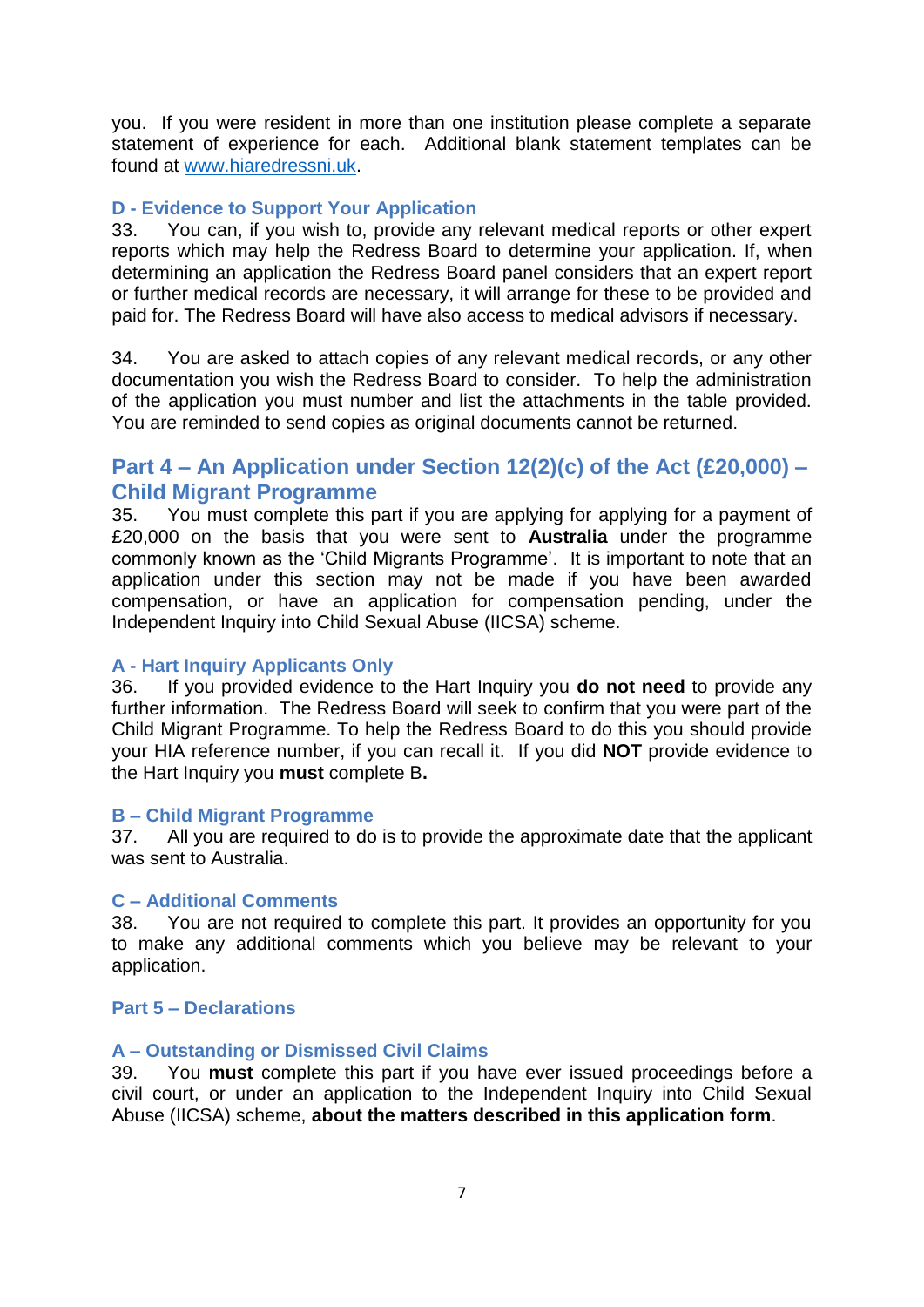you. If you were resident in more than one institution please complete a separate statement of experience for each. Additional blank statement templates can be found at [www.hiaredressni.uk](www.hiaredressni.uk).

### D - Evidence to Support Your Application

33. You can, if you wish to, provide any relevant medical reports or other expert reports which may help the Redress Board to determine your application. If, when determining an application the Redress Board panel considers that an expert report or further medical records are necessary, it will arrange for these to be provided and paid for. The Redress Board will have also access to medical advisors if necessary.

34. You are asked to attach copies of any relevant medical records, or any other documentation you wish the Redress Board to consider. To help the administration of the application you must number and list the attachments in the table provided. You are reminded to send copies as original documents cannot be returned.

## Part 4 – An Application under Section 12(2)(c) of the Act (£20,000) – Child Migrant Programme

35. You must complete this part if you are applying for applying for a payment of £20,000 on the basis that you were sent to **Australia** under the programme commonly known as the 'Child Migrants Programme'. It is important to note that an application under this section may not be made if you have been awarded compensation, or have an application for compensation pending, under the Independent Inquiry into Child Sexual Abuse (IICSA) scheme.

### A - Hart Inquiry Applicants Only

36. If you provided evidence to the Hart Inquiry you **do not need** to provide any further information. The Redress Board will seek to confirm that you were part of the Child Migrant Programme. To help the Redress Board to do this you should provide your HIA reference number, if you can recall it. If you did **NOT** provide evidence to the Hart Inquiry you **must** complete B**.**

### B – Child Migrant Programme

37. All you are required to do is to provide the approximate date that the applicant was sent to Australia.

### C – Additional Comments

38. You are not required to complete this part. It provides an opportunity for you to make any additional comments which you believe may be relevant to your application.

## Part 5 – Declarations

### A – Outstanding or Dismissed Civil Claims

39. You **must** complete this part if you have ever issued proceedings before a civil court, or under an application to the Independent Inquiry into Child Sexual Abuse (IICSA) scheme, **about the matters described in this application form**.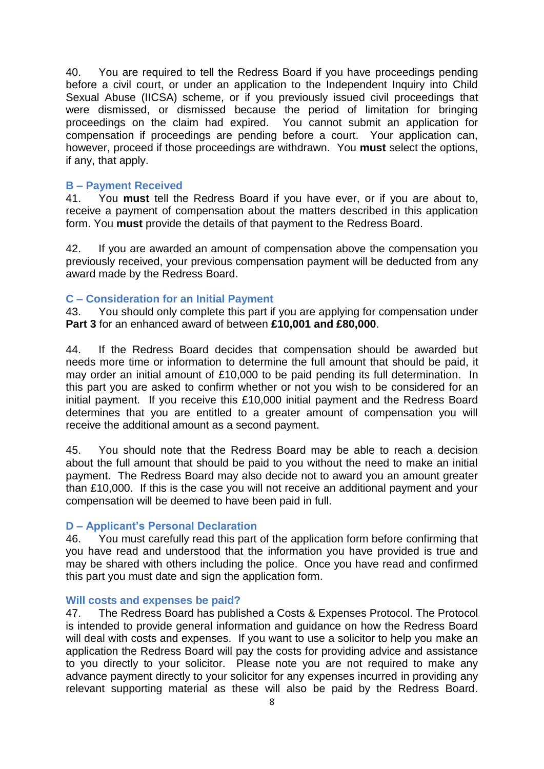40. You are required to tell the Redress Board if you have proceedings pending before a civil court, or under an application to the Independent Inquiry into Child Sexual Abuse (IICSA) scheme, or if you previously issued civil proceedings that were dismissed, or dismissed because the period of limitation for bringing proceedings on the claim had expired. You cannot submit an application for compensation if proceedings are pending before a court. Your application can, however, proceed if those proceedings are withdrawn. You **must** select the options, if any, that apply.

### B – Payment Received

41. You **must** tell the Redress Board if you have ever, or if you are about to, receive a payment of compensation about the matters described in this application form. You **must** provide the details of that payment to the Redress Board.

42. If you are awarded an amount of compensation above the compensation you previously received, your previous compensation payment will be deducted from any award made by the Redress Board.

### C – Consideration for an Initial Payment

43. You should only complete this part if you are applying for compensation under **Part 3** for an enhanced award of between **£10,001 and £80,000**.

44. If the Redress Board decides that compensation should be awarded but needs more time or information to determine the full amount that should be paid, it may order an initial amount of £10,000 to be paid pending its full determination. In this part you are asked to confirm whether or not you wish to be considered for an initial payment. If you receive this £10,000 initial payment and the Redress Board determines that you are entitled to a greater amount of compensation you will receive the additional amount as a second payment.

45. You should note that the Redress Board may be able to reach a decision about the full amount that should be paid to you without the need to make an initial payment. The Redress Board may also decide not to award you an amount greater than £10,000. If this is the case you will not receive an additional payment and your compensation will be deemed to have been paid in full.

### D – Applicant's Personal Declaration

46. You must carefully read this part of the application form before confirming that you have read and understood that the information you have provided is true and may be shared with others including the police. Once you have read and confirmed this part you must date and sign the application form.

### Will costs and expenses be paid?

47. The Redress Board has published a Costs & Expenses Protocol. The Protocol is intended to provide general information and guidance on how the Redress Board will deal with costs and expenses. If you want to use a solicitor to help you make an application the Redress Board will pay the costs for providing advice and assistance to you directly to your solicitor. Please note you are not required to make any advance payment directly to your solicitor for any expenses incurred in providing any relevant supporting material as these will also be paid by the Redress Board.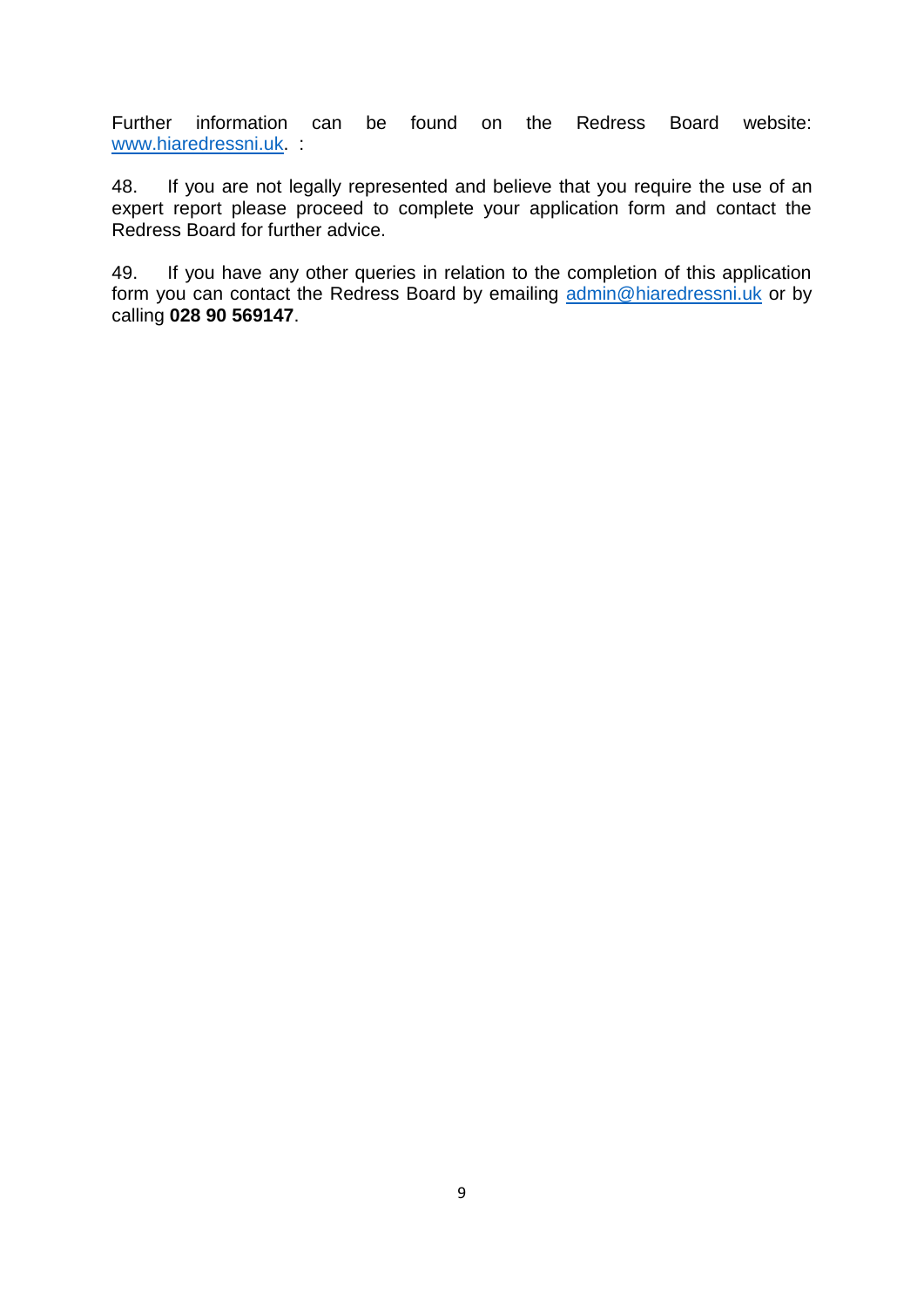Further information can be found on the Redress Board website: [www.hiaredressni.uk](http://www.hiaredressni.uk). :

48. If you are not legally represented and believe that you require the use of an expert report please proceed to complete your application form and contact the Redress Board for further advice.

49. If you have any other queries in relation to the completion of this application form you can contact the Redress Board by emailing [admin@hiaredressni.uk](mailto:admin@hiaredressni.uk) or by calling **028 90 569147**.